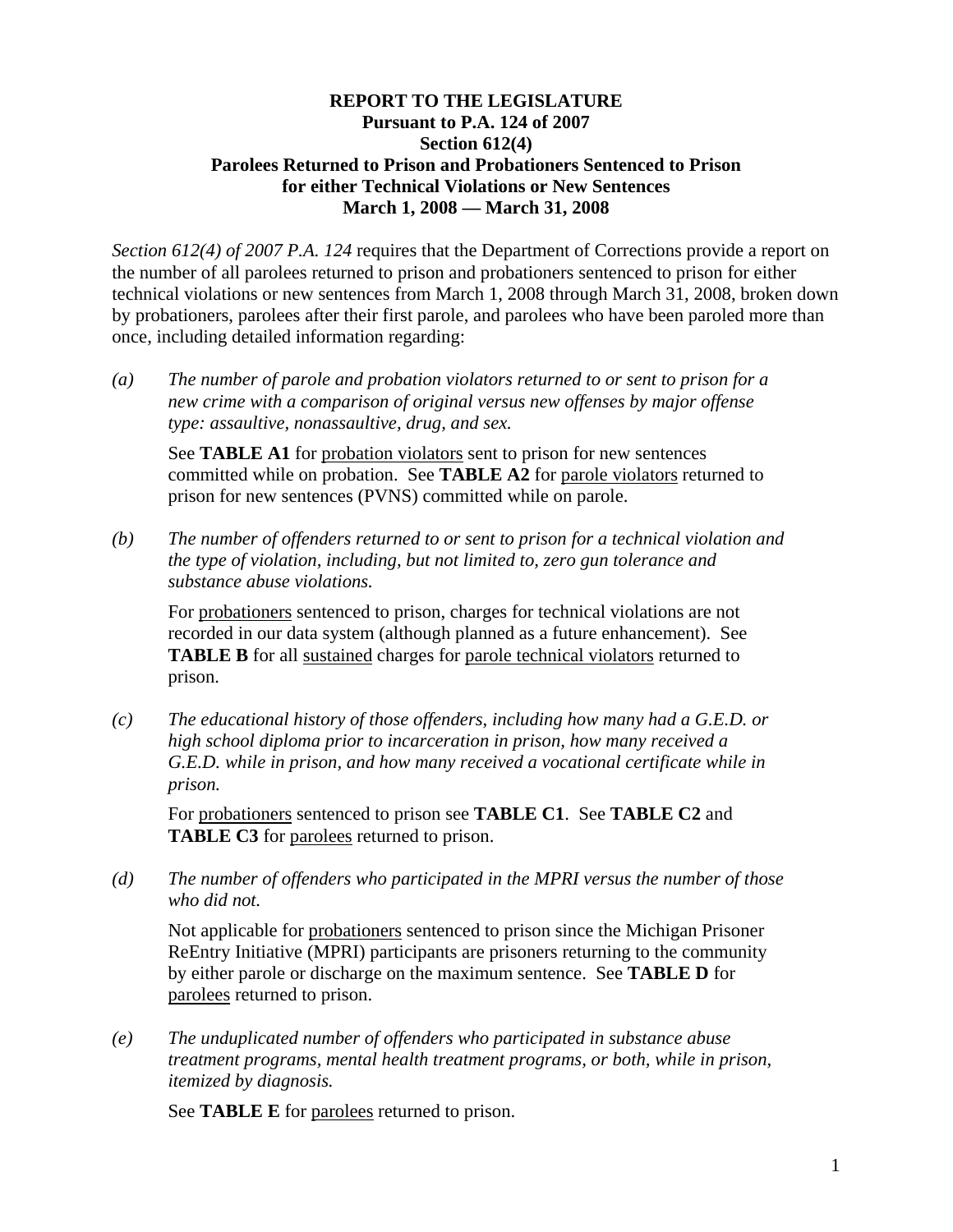**REPORT TO THE LEGISLATURE**
**Pursuant to P.A. 124 of 2007**
**Section 612(4)**
**Parolees Returned to Prison and Probationers Sentenced to Prison**
**for either Technical Violations or New Sentences**
**March 1, 2008 — March 31, 2008**

*Section 612(4) of 2007 P.A. 124* requires that the Department of Corrections provide a report on the number of all parolees returned to prison and probationers sentenced to prison for either technical violations or new sentences from March 1, 2008 through March 31, 2008, broken down by probationers, parolees after their first parole, and parolees who have been paroled more than once, including detailed information regarding:

*(a)* *The number of parole and probation violators returned to or sent to prison for a new crime with a comparison of original versus new offenses by major offense type: assaultive, nonassaultive, drug, and sex.*

See **TABLE A1** for <u>probation violators</u> sent to prison for new sentences committed while on probation. See **TABLE A2** for <u>parole violators</u> returned to prison for new sentences (PVNS) committed while on parole.

*(b)* *The number of offenders returned to or sent to prison for a technical violation and the type of violation, including, but not limited to, zero gun tolerance and substance abuse violations.*

For <u>probationers</u> sentenced to prison, charges for technical violations are not recorded in our data system (although planned as a future enhancement). See **TABLE B** for all <u>sustained</u> charges for <u>parole technical violators</u> returned to prison.

*(c)* *The educational history of those offenders, including how many had a G.E.D. or high school diploma prior to incarceration in prison, how many received a G.E.D. while in prison, and how many received a vocational certificate while in prison.*

For <u>probationers</u> sentenced to prison see **TABLE C1**. See **TABLE C2** and **TABLE C3** for <u>parolees</u> returned to prison.

*(d)* *The number of offenders who participated in the MPRI versus the number of those who did not.*

Not applicable for <u>probationers</u> sentenced to prison since the Michigan Prisoner ReEntry Initiative (MPRI) participants are prisoners returning to the community by either parole or discharge on the maximum sentence. See **TABLE D** for <u>parolees</u> returned to prison.

*(e)* *The unduplicated number of offenders who participated in substance abuse treatment programs, mental health treatment programs, or both, while in prison, itemized by diagnosis.*

See **TABLE E** for <u>parolees</u> returned to prison.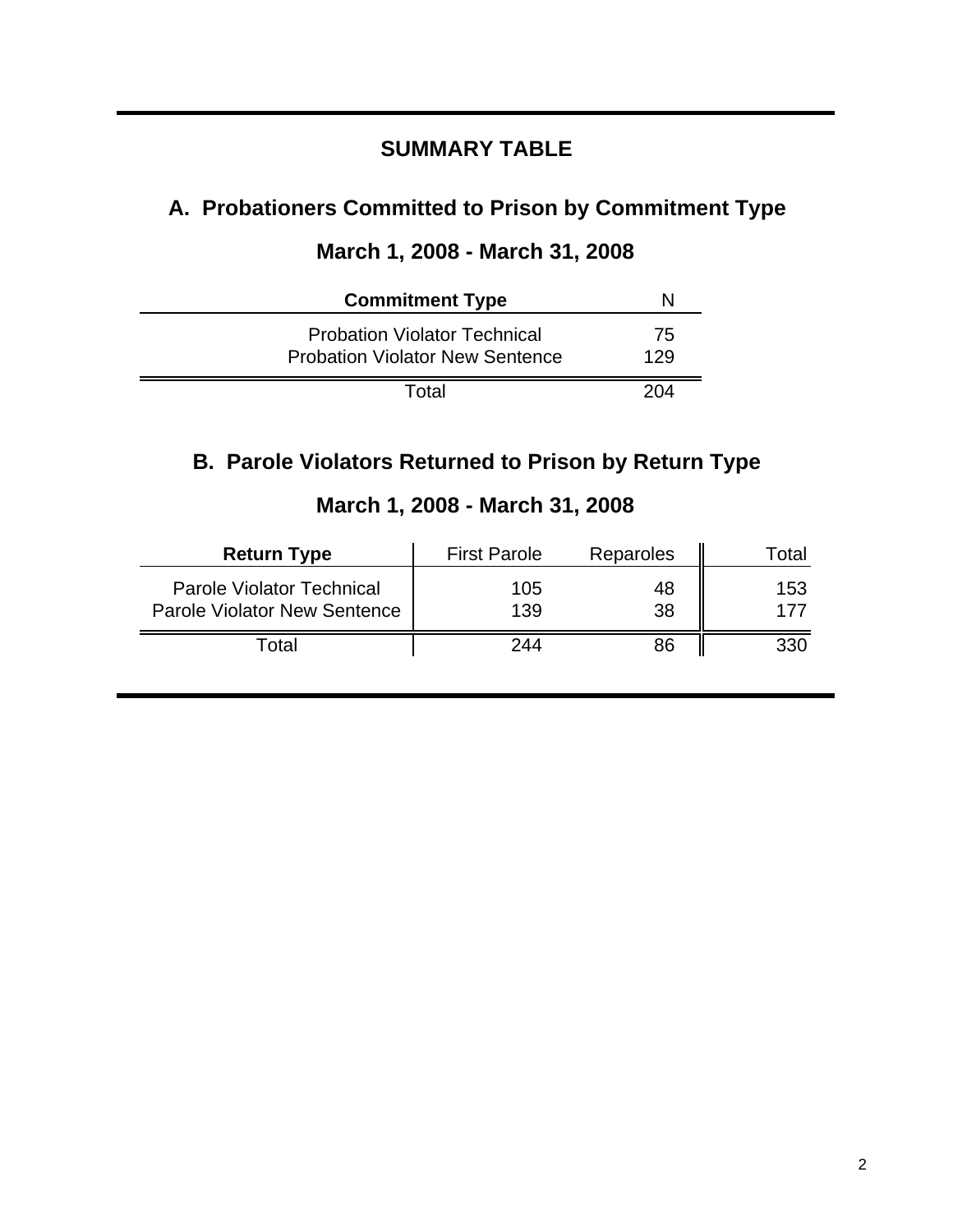## SUMMARY TABLE

### A. Probationers Committed to Prison by Commitment Type

### March 1, 2008 - March 31, 2008

| Commitment Type | N |
|---|---|
| Probation Violator Technical | 75 |
| Probation Violator New Sentence | 129 |
| Total | 204 |

### B. Parole Violators Returned to Prison by Return Type

### March 1, 2008 - March 31, 2008

| Return Type | First Parole | Reparoles | Total |
|---|---|---|---|
| Parole Violator Technical | 105 | 48 | 153 |
| Parole Violator New Sentence | 139 | 38 | 177 |
| Total | 244 | 86 | 330 |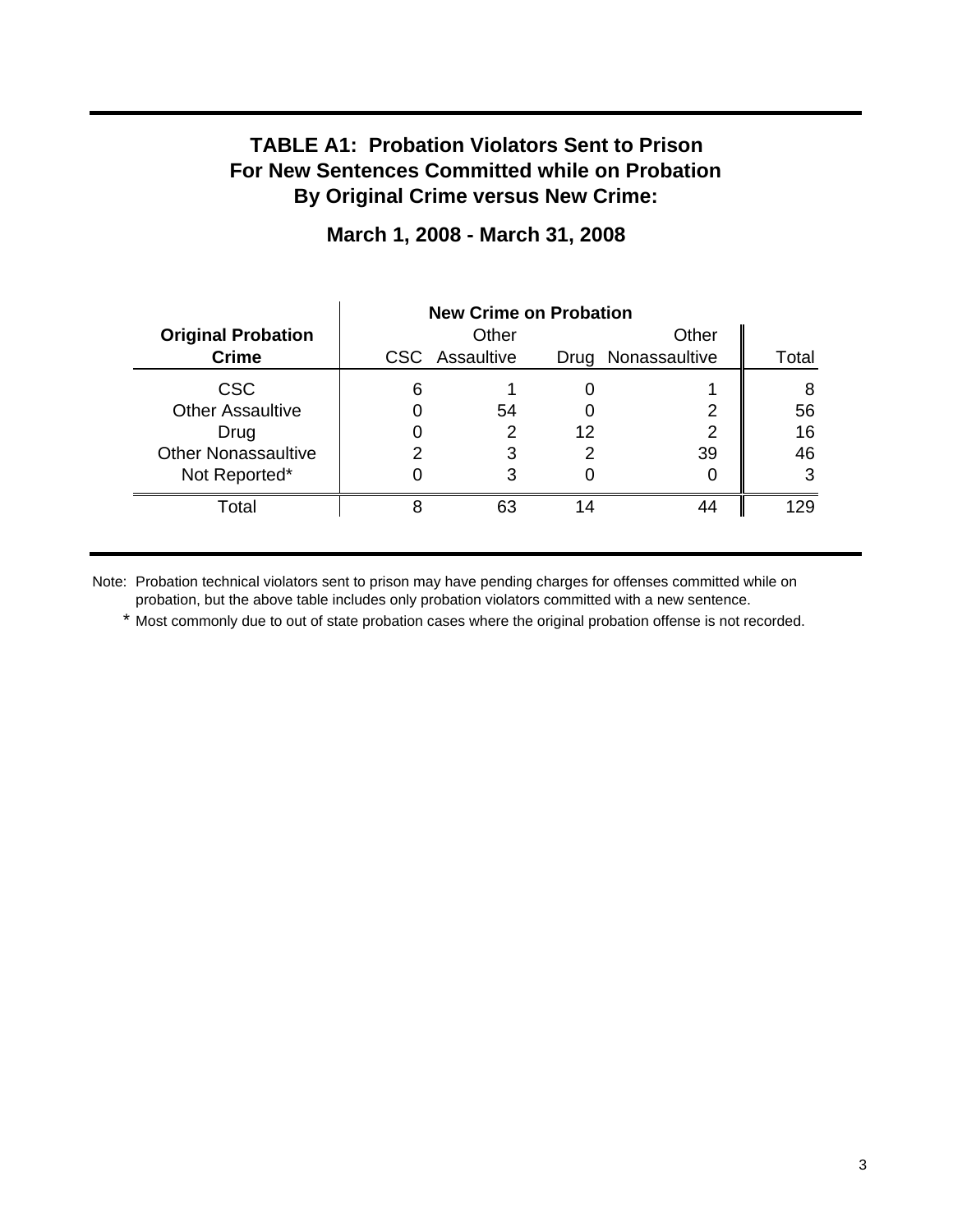# TABLE A1: Probation Violators Sent to Prison For New Sentences Committed while on Probation By Original Crime versus New Crime:

## March 1, 2008 - March 31, 2008

| Original Probation Crime | New Crime on Probation | | | | |
|---|---|---|---|---|---|
| | CSC | Other Assaultive | Drug | Other Nonassaultive | Total |
| CSC | 6 | 1 | 0 | 1 | 8 |
| Other Assaultive | 0 | 54 | 0 | 2 | 56 |
| Drug | 0 | 2 | 12 | 2 | 16 |
| Other Nonassaultive | 2 | 3 | 2 | 39 | 46 |
| Not Reported* | 0 | 3 | 0 | 0 | 3 |
| Total | 8 | 63 | 14 | 44 | 129 |

Note: Probation technical violators sent to prison may have pending charges for offenses committed while on probation, but the above table includes only probation violators committed with a new sentence.

\* Most commonly due to out of state probation cases where the original probation offense is not recorded.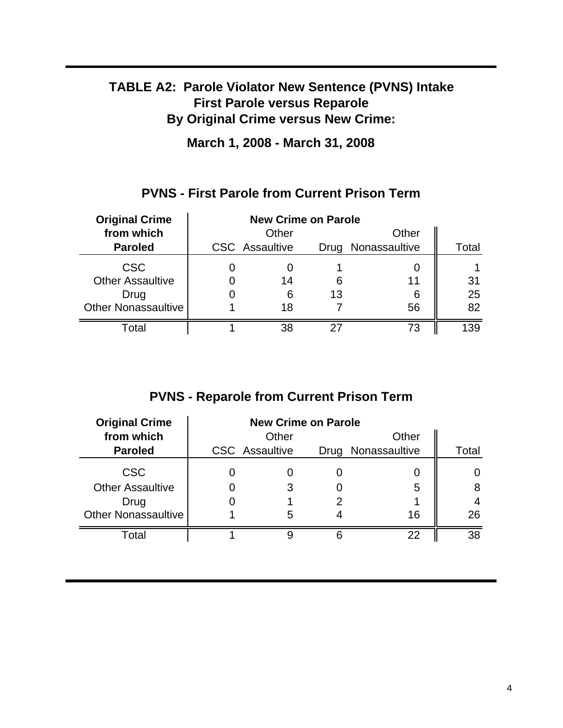# TABLE A2: Parole Violator New Sentence (PVNS) Intake First Parole versus Reparole By Original Crime versus New Crime:

**March 1, 2008 - March 31, 2008**

## PVNS - First Parole from Current Prison Term

| Original Crime from which Paroled | New Crime on Parole | | | | |
|---|---|---|---|---|---|
| | CSC | Other Assaultive | Drug | Other Nonassaultive | Total |
| CSC | 0 | 0 | 1 | 0 | 1 |
| Other Assaultive | 0 | 14 | 6 | 11 | 31 |
| Drug | 0 | 6 | 13 | 6 | 25 |
| Other Nonassaultive | 1 | 18 | 7 | 56 | 82 |
| Total | 1 | 38 | 27 | 73 | 139 |

## PVNS - Reparole from Current Prison Term

| Original Crime from which Paroled | New Crime on Parole | | | | |
|---|---|---|---|---|---|
| | CSC | Other Assaultive | Drug | Other Nonassaultive | Total |
| CSC | 0 | 0 | 0 | 0 | 0 |
| Other Assaultive | 0 | 3 | 0 | 5 | 8 |
| Drug | 0 | 1 | 2 | 1 | 4 |
| Other Nonassaultive | 1 | 5 | 4 | 16 | 26 |
| Total | 1 | 9 | 6 | 22 | 38 |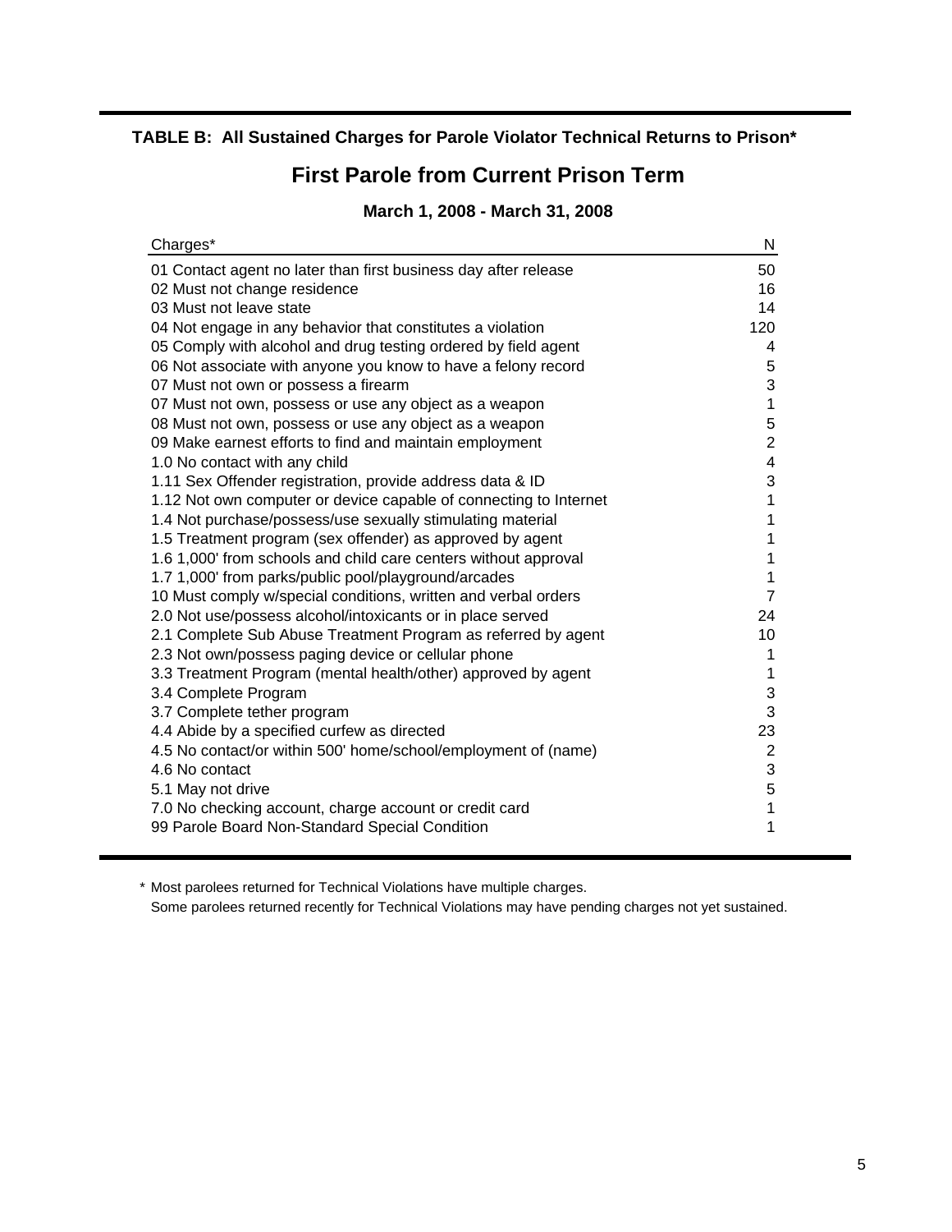**TABLE B: All Sustained Charges for Parole Violator Technical Returns to Prison***

## First Parole from Current Prison Term

**March 1, 2008 - March 31, 2008**

| Charges* | N |
|---|---|
| 01 Contact agent no later than first business day after release | 50 |
| 02 Must not change residence | 16 |
| 03 Must not leave state | 14 |
| 04 Not engage in any behavior that constitutes a violation | 120 |
| 05 Comply with alcohol and drug testing ordered by field agent | 4 |
| 06 Not associate with anyone you know to have a felony record | 5 |
| 07 Must not own or possess a firearm | 3 |
| 07 Must not own, possess or use any object as a weapon | 1 |
| 08 Must not own, possess or use any object as a weapon | 5 |
| 09 Make earnest efforts to find and maintain employment | 2 |
| 1.0 No contact with any child | 4 |
| 1.11 Sex Offender registration, provide address data & ID | 3 |
| 1.12 Not own computer or device capable of connecting to Internet | 1 |
| 1.4 Not purchase/possess/use sexually stimulating material | 1 |
| 1.5 Treatment program (sex offender) as approved by agent | 1 |
| 1.6 1,000' from schools and child care centers without approval | 1 |
| 1.7 1,000' from parks/public pool/playground/arcades | 1 |
| 10 Must comply w/special conditions, written and verbal orders | 7 |
| 2.0 Not use/possess alcohol/intoxicants or in place served | 24 |
| 2.1 Complete Sub Abuse Treatment Program as referred by agent | 10 |
| 2.3 Not own/possess paging device or cellular phone | 1 |
| 3.3 Treatment Program (mental health/other) approved by agent | 1 |
| 3.4 Complete Program | 3 |
| 3.7 Complete tether program | 3 |
| 4.4 Abide by a specified curfew as directed | 23 |
| 4.5 No contact/or within 500' home/school/employment of (name) | 2 |
| 4.6 No contact | 3 |
| 5.1 May not drive | 5 |
| 7.0 No checking account, charge account or credit card | 1 |
| 99 Parole Board Non-Standard Special Condition | 1 |

\* Most parolees returned for Technical Violations have multiple charges.
Some parolees returned recently for Technical Violations may have pending charges not yet sustained.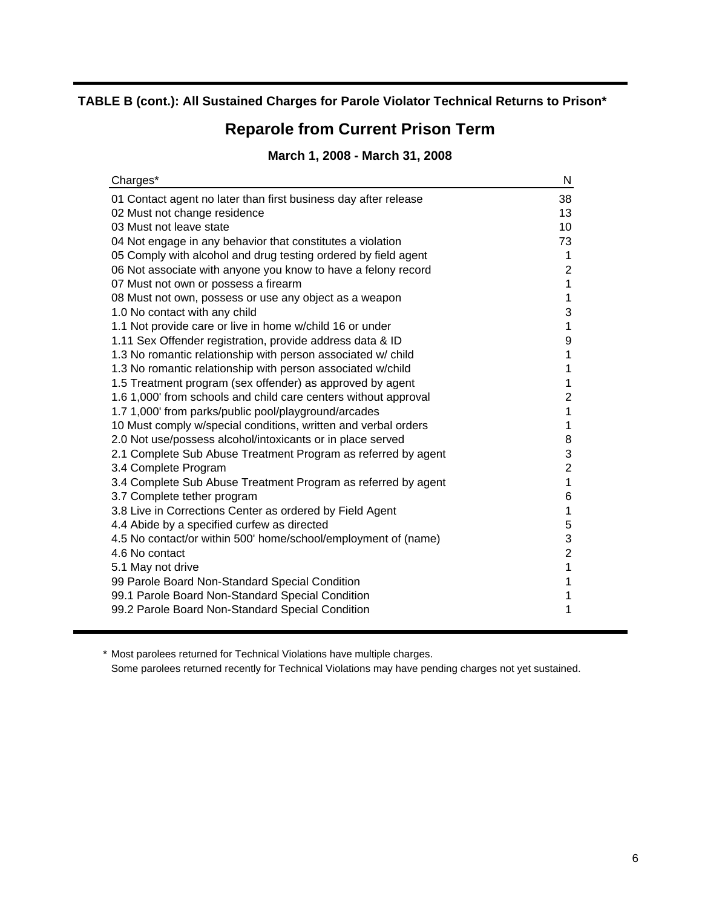**TABLE B (cont.): All Sustained Charges for Parole Violator Technical Returns to Prison***

## Reparole from Current Prison Term

### March 1, 2008 - March 31, 2008

| Charges* | N |
|---|---|
| 01 Contact agent no later than first business day after release | 38 |
| 02 Must not change residence | 13 |
| 03 Must not leave state | 10 |
| 04 Not engage in any behavior that constitutes a violation | 73 |
| 05 Comply with alcohol and drug testing ordered by field agent | 1 |
| 06 Not associate with anyone you know to have a felony record | 2 |
| 07 Must not own or possess a firearm | 1 |
| 08 Must not own, possess or use any object as a weapon | 1 |
| 1.0 No contact with any child | 3 |
| 1.1 Not provide care or live in home w/child 16 or under | 1 |
| 1.11 Sex Offender registration, provide address data & ID | 9 |
| 1.3 No romantic relationship with person associated w/ child | 1 |
| 1.3 No romantic relationship with person associated w/child | 1 |
| 1.5 Treatment program (sex offender) as approved by agent | 1 |
| 1.6 1,000' from schools and child care centers without approval | 2 |
| 1.7 1,000' from parks/public pool/playground/arcades | 1 |
| 10 Must comply w/special conditions, written and verbal orders | 1 |
| 2.0 Not use/possess alcohol/intoxicants or in place served | 8 |
| 2.1 Complete Sub Abuse Treatment Program as referred by agent | 3 |
| 3.4 Complete Program | 2 |
| 3.4 Complete Sub Abuse Treatment Program as referred by agent | 1 |
| 3.7 Complete tether program | 6 |
| 3.8 Live in Corrections Center as ordered by Field Agent | 1 |
| 4.4 Abide by a specified curfew as directed | 5 |
| 4.5 No contact/or within 500' home/school/employment of (name) | 3 |
| 4.6 No contact | 2 |
| 5.1 May not drive | 1 |
| 99 Parole Board Non-Standard Special Condition | 1 |
| 99.1 Parole Board Non-Standard Special Condition | 1 |
| 99.2 Parole Board Non-Standard Special Condition | 1 |

\* Most parolees returned for Technical Violations have multiple charges.
Some parolees returned recently for Technical Violations may have pending charges not yet sustained.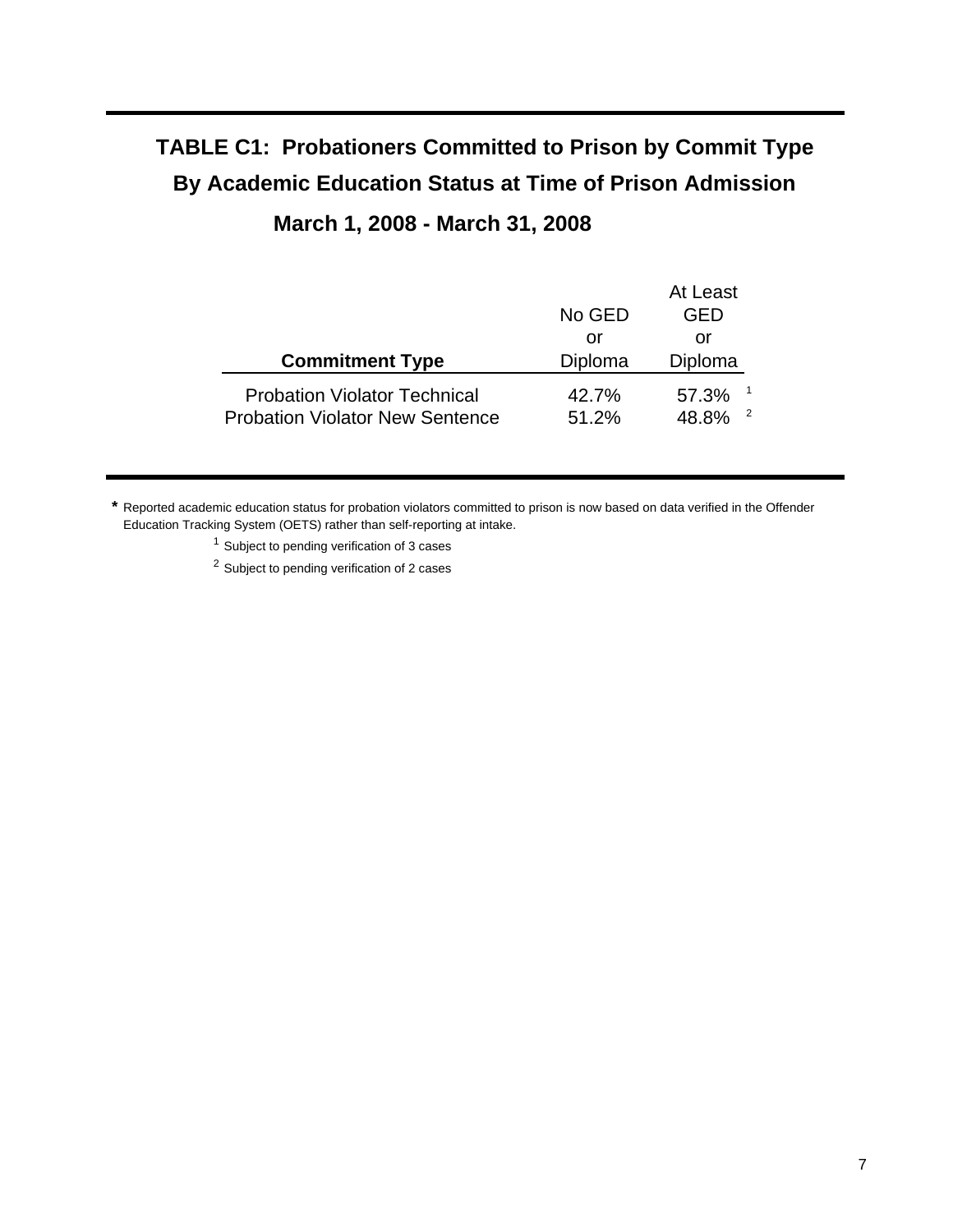## TABLE C1: Probationers Committed to Prison by Commit Type By Academic Education Status at Time of Prison Admission

### March 1, 2008 - March 31, 2008

| Commitment Type | No GED or Diploma | At Least GED or Diploma |
|---|---|---|
| Probation Violator Technical | 42.7% | 57.3% [1] |
| Probation Violator New Sentence | 51.2% | 48.8% [2] |

* Reported academic education status for probation violators committed to prison is now based on data verified in the Offender Education Tracking System (OETS) rather than self-reporting at intake.

[1] Subject to pending verification of 3 cases

[2] Subject to pending verification of 2 cases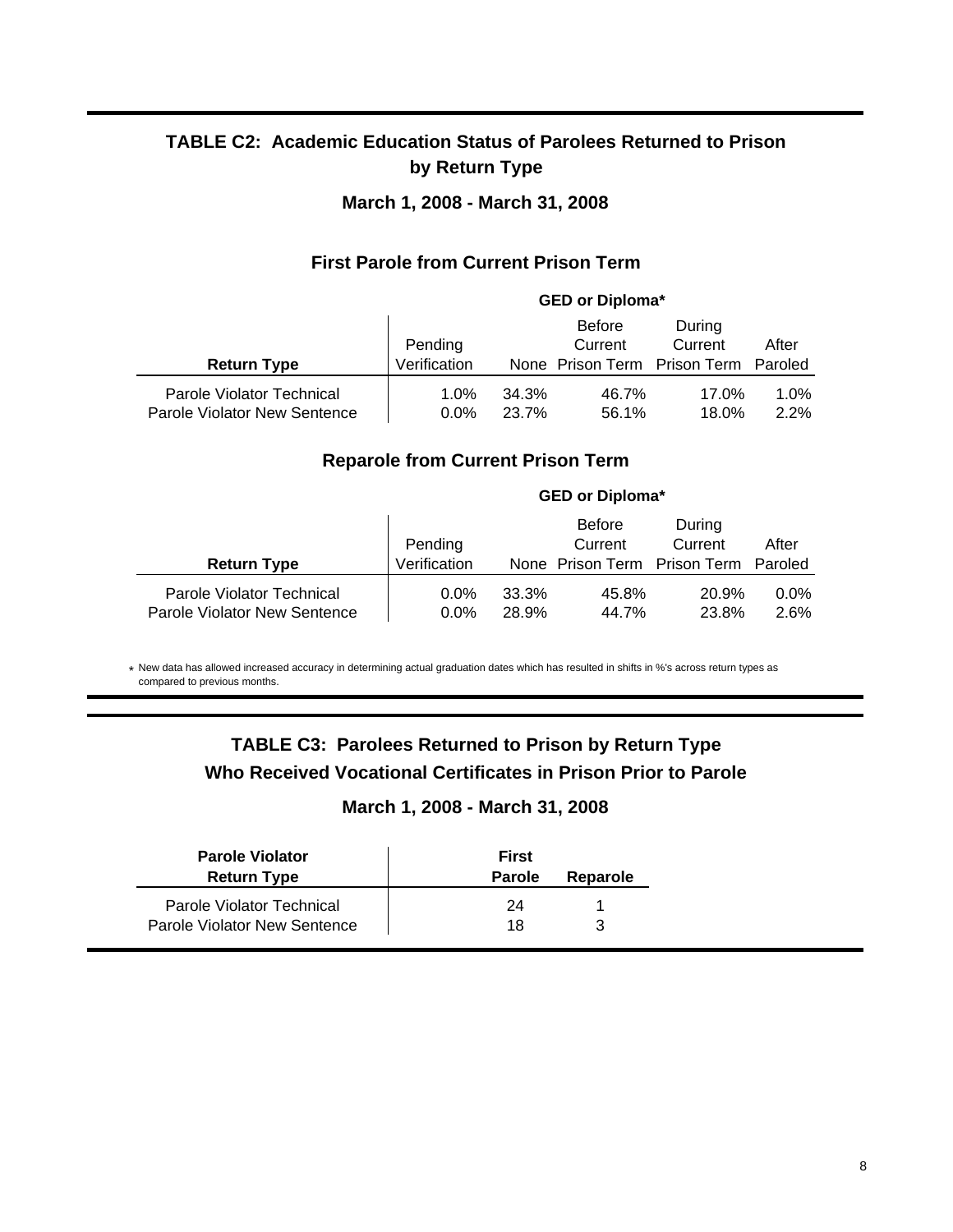## TABLE C2: Academic Education Status of Parolees Returned to Prison by Return Type

### March 1, 2008 - March 31, 2008

### First Parole from Current Prison Term

| Return Type | Pending Verification | GED or Diploma* None | GED or Diploma* Before Current Prison Term | GED or Diploma* During Current Prison Term | GED or Diploma* After Paroled |
|---|---|---|---|---|---|
| Parole Violator Technical | 1.0% | 34.3% | 46.7% | 17.0% | 1.0% |
| Parole Violator New Sentence | 0.0% | 23.7% | 56.1% | 18.0% | 2.2% |

### Reparole from Current Prison Term

| Return Type | Pending Verification | GED or Diploma* None | GED or Diploma* Before Current Prison Term | GED or Diploma* During Current Prison Term | GED or Diploma* After Paroled |
|---|---|---|---|---|---|
| Parole Violator Technical | 0.0% | 33.3% | 45.8% | 20.9% | 0.0% |
| Parole Violator New Sentence | 0.0% | 28.9% | 44.7% | 23.8% | 2.6% |

* New data has allowed increased accuracy in determining actual graduation dates which has resulted in shifts in %'s across return types as compared to previous months.

## TABLE C3: Parolees Returned to Prison by Return Type Who Received Vocational Certificates in Prison Prior to Parole

### March 1, 2008 - March 31, 2008

| Parole Violator Return Type | First Parole | Reparole |
|---|---|---|
| Parole Violator Technical | 24 | 1 |
| Parole Violator New Sentence | 18 | 3 |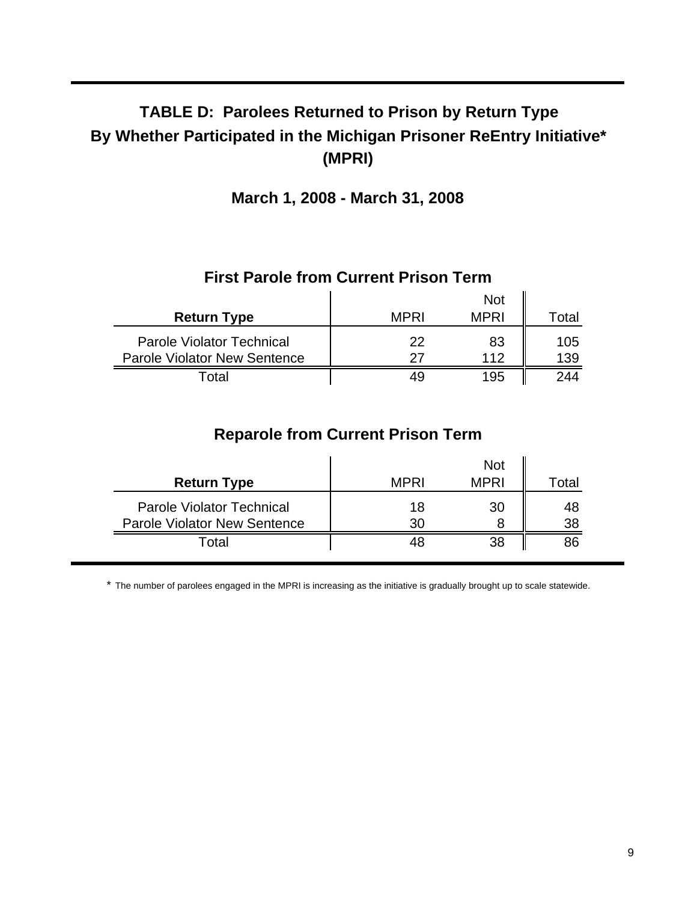# TABLE D: Parolees Returned to Prison by Return Type By Whether Participated in the Michigan Prisoner ReEntry Initiative* (MPRI)

## March 1, 2008 - March 31, 2008

### First Parole from Current Prison Term

| Return Type | MPRI | Not MPRI | Total |
|---|---|---|---|
| Parole Violator Technical | 22 | 83 | 105 |
| Parole Violator New Sentence | 27 | 112 | 139 |
| Total | 49 | 195 | 244 |

### Reparole from Current Prison Term

| Return Type | MPRI | Not MPRI | Total |
|---|---|---|---|
| Parole Violator Technical | 18 | 30 | 48 |
| Parole Violator New Sentence | 30 | 8 | 38 |
| Total | 48 | 38 | 86 |

* The number of parolees engaged in the MPRI is increasing as the initiative is gradually brought up to scale statewide.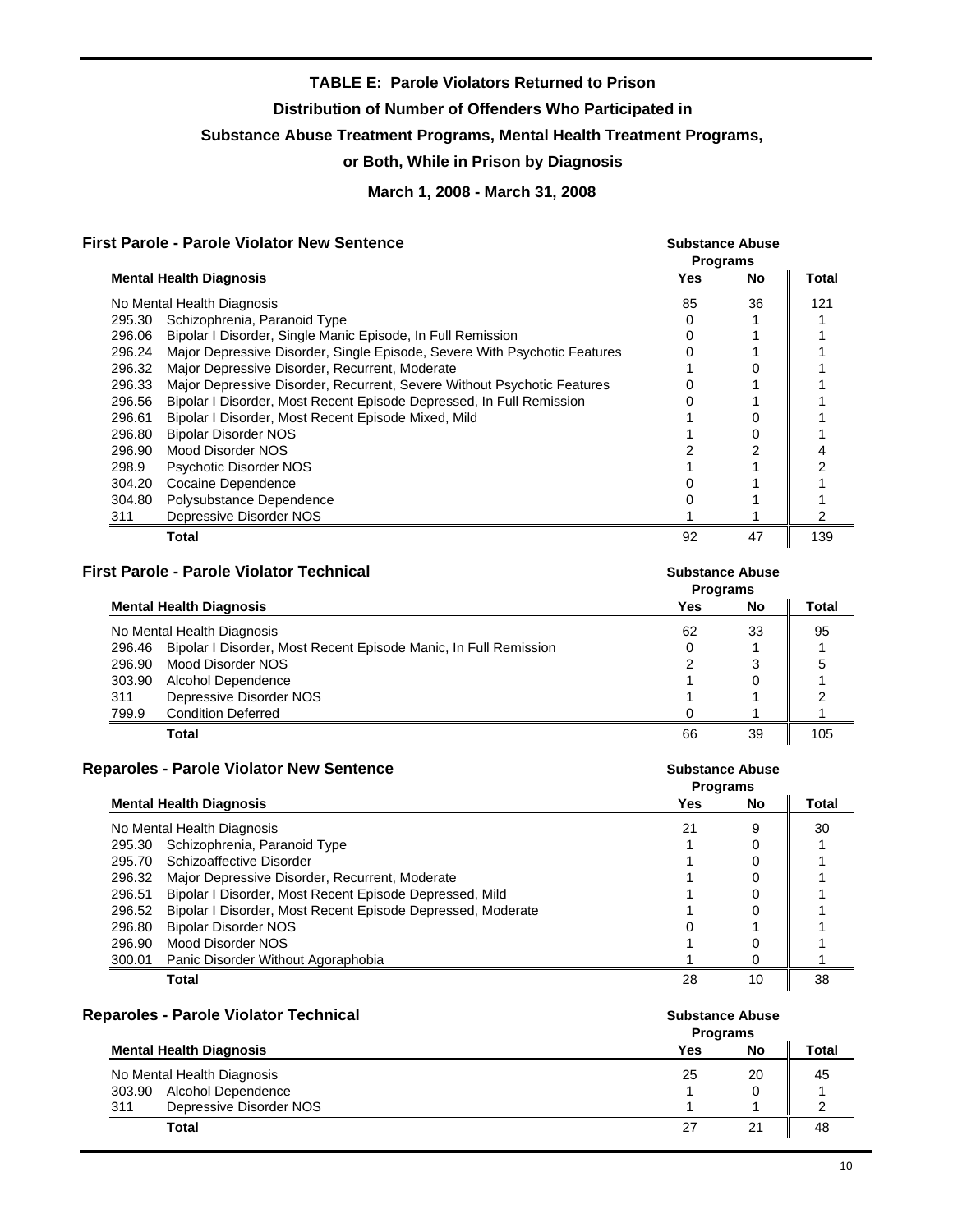# TABLE E: Parole Violators Returned to Prison

## Distribution of Number of Offenders Who Participated in Substance Abuse Treatment Programs, Mental Health Treatment Programs, or Both, While in Prison by Diagnosis

### March 1, 2008 - March 31, 2008

### First Parole - Parole Violator New Sentence

| Mental Health Diagnosis | | Substance Abuse Programs Yes | Substance Abuse Programs No | Total |
|---|---|---|---|---|
| No Mental Health Diagnosis | | 85 | 36 | 121 |
| 295.30 | Schizophrenia, Paranoid Type | 0 | 1 | 1 |
| 296.06 | Bipolar I Disorder, Single Manic Episode, In Full Remission | 0 | 1 | 1 |
| 296.24 | Major Depressive Disorder, Single Episode, Severe With Psychotic Features | 0 | 1 | 1 |
| 296.32 | Major Depressive Disorder, Recurrent, Moderate | 1 | 0 | 1 |
| 296.33 | Major Depressive Disorder, Recurrent, Severe Without Psychotic Features | 0 | 1 | 1 |
| 296.56 | Bipolar I Disorder, Most Recent Episode Depressed, In Full Remission | 0 | 1 | 1 |
| 296.61 | Bipolar I Disorder, Most Recent Episode Mixed, Mild | 1 | 0 | 1 |
| 296.80 | Bipolar Disorder NOS | 1 | 0 | 1 |
| 296.90 | Mood Disorder NOS | 2 | 2 | 4 |
| 298.9 | Psychotic Disorder NOS | 1 | 1 | 2 |
| 304.20 | Cocaine Dependence | 0 | 1 | 1 |
| 304.80 | Polysubstance Dependence | 0 | 1 | 1 |
| 311 | Depressive Disorder NOS | 1 | 1 | 2 |
| | **Total** | 92 | 47 | 139 |

### First Parole - Parole Violator Technical

| Mental Health Diagnosis | | Substance Abuse Programs Yes | Substance Abuse Programs No | Total |
|---|---|---|---|---|
| No Mental Health Diagnosis | | 62 | 33 | 95 |
| 296.46 | Bipolar I Disorder, Most Recent Episode Manic, In Full Remission | 0 | 1 | 1 |
| 296.90 | Mood Disorder NOS | 2 | 3 | 5 |
| 303.90 | Alcohol Dependence | 1 | 0 | 1 |
| 311 | Depressive Disorder NOS | 1 | 1 | 2 |
| 799.9 | Condition Deferred | 0 | 1 | 1 |
| | **Total** | 66 | 39 | 105 |

### Reparoles - Parole Violator New Sentence

| Mental Health Diagnosis | | Substance Abuse Programs Yes | Substance Abuse Programs No | Total |
|---|---|---|---|---|
| No Mental Health Diagnosis | | 21 | 9 | 30 |
| 295.30 | Schizophrenia, Paranoid Type | 1 | 0 | 1 |
| 295.70 | Schizoaffective Disorder | 1 | 0 | 1 |
| 296.32 | Major Depressive Disorder, Recurrent, Moderate | 1 | 0 | 1 |
| 296.51 | Bipolar I Disorder, Most Recent Episode Depressed, Mild | 1 | 0 | 1 |
| 296.52 | Bipolar I Disorder, Most Recent Episode Depressed, Moderate | 1 | 0 | 1 |
| 296.80 | Bipolar Disorder NOS | 0 | 1 | 1 |
| 296.90 | Mood Disorder NOS | 1 | 0 | 1 |
| 300.01 | Panic Disorder Without Agoraphobia | 1 | 0 | 1 |
| | **Total** | 28 | 10 | 38 |

### Reparoles - Parole Violator Technical

| Mental Health Diagnosis | | Substance Abuse Programs Yes | Substance Abuse Programs No | Total |
|---|---|---|---|---|
| No Mental Health Diagnosis | | 25 | 20 | 45 |
| 303.90 | Alcohol Dependence | 1 | 0 | 1 |
| 311 | Depressive Disorder NOS | 1 | 1 | 2 |
| | **Total** | 27 | 21 | 48 |